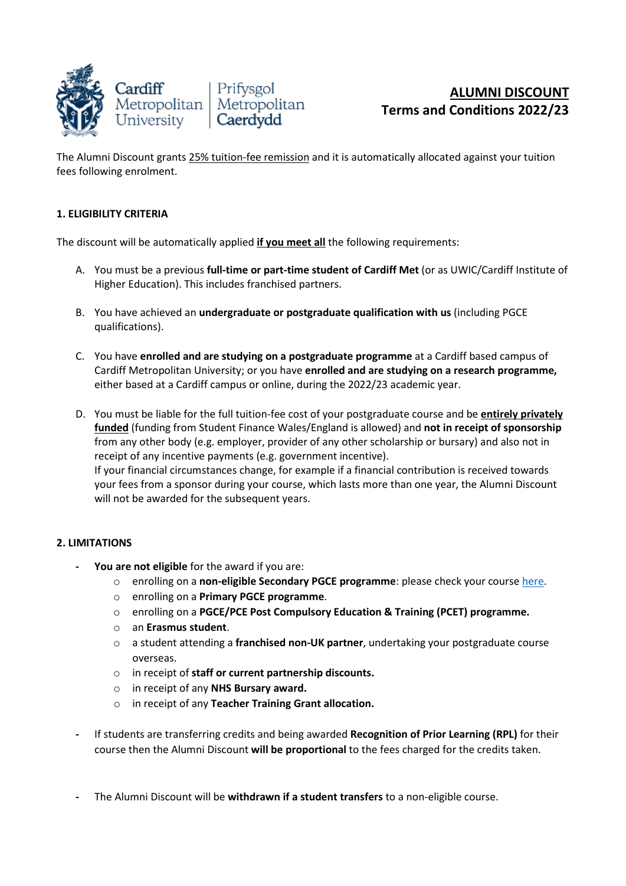# ALUMNI DISCOUNT
## Terms and Conditions 2022/23

The Alumni Discount grants 25% tuition-fee remission and it is automatically allocated against your tuition fees following enrolment.

### 1. ELIGIBILITY CRITERIA

The discount will be automatically applied **if you meet all** the following requirements:

A. You must be a previous **full-time or part-time student of Cardiff Met** (or as UWIC/Cardiff Institute of Higher Education). This includes franchised partners.

B. You have achieved an **undergraduate or postgraduate qualification with us** (including PGCE qualifications).

C. You have **enrolled and are studying on a postgraduate programme** at a Cardiff based campus of Cardiff Metropolitan University; or you have **enrolled and are studying on a research programme,** either based at a Cardiff campus or online, during the 2022/23 academic year.

D. You must be liable for the full tuition-fee cost of your postgraduate course and be **entirely privately funded** (funding from Student Finance Wales/England is allowed) and **not in receipt of sponsorship** from any other body (e.g. employer, provider of any other scholarship or bursary) and also not in receipt of any incentive payments (e.g. government incentive).
If your financial circumstances change, for example if a financial contribution is received towards your fees from a sponsor during your course, which lasts more than one year, the Alumni Discount will not be awarded for the subsequent years.

### 2. LIMITATIONS

- **You are not eligible** for the award if you are:
  - enrolling on a **non-eligible Secondary PGCE programme**: please check your course here.
  - enrolling on a **Primary PGCE programme**.
  - enrolling on a **PGCE/PCE Post Compulsory Education & Training (PCET) programme.**
  - an **Erasmus student**.
  - a student attending a **franchised non-UK partner**, undertaking your postgraduate course overseas.
  - in receipt of **staff or current partnership discounts.**
  - in receipt of any **NHS Bursary award.**
  - in receipt of any **Teacher Training Grant allocation.**

- If students are transferring credits and being awarded **Recognition of Prior Learning (RPL)** for their course then the Alumni Discount **will be proportional** to the fees charged for the credits taken.

- The Alumni Discount will be **withdrawn if a student transfers** to a non-eligible course.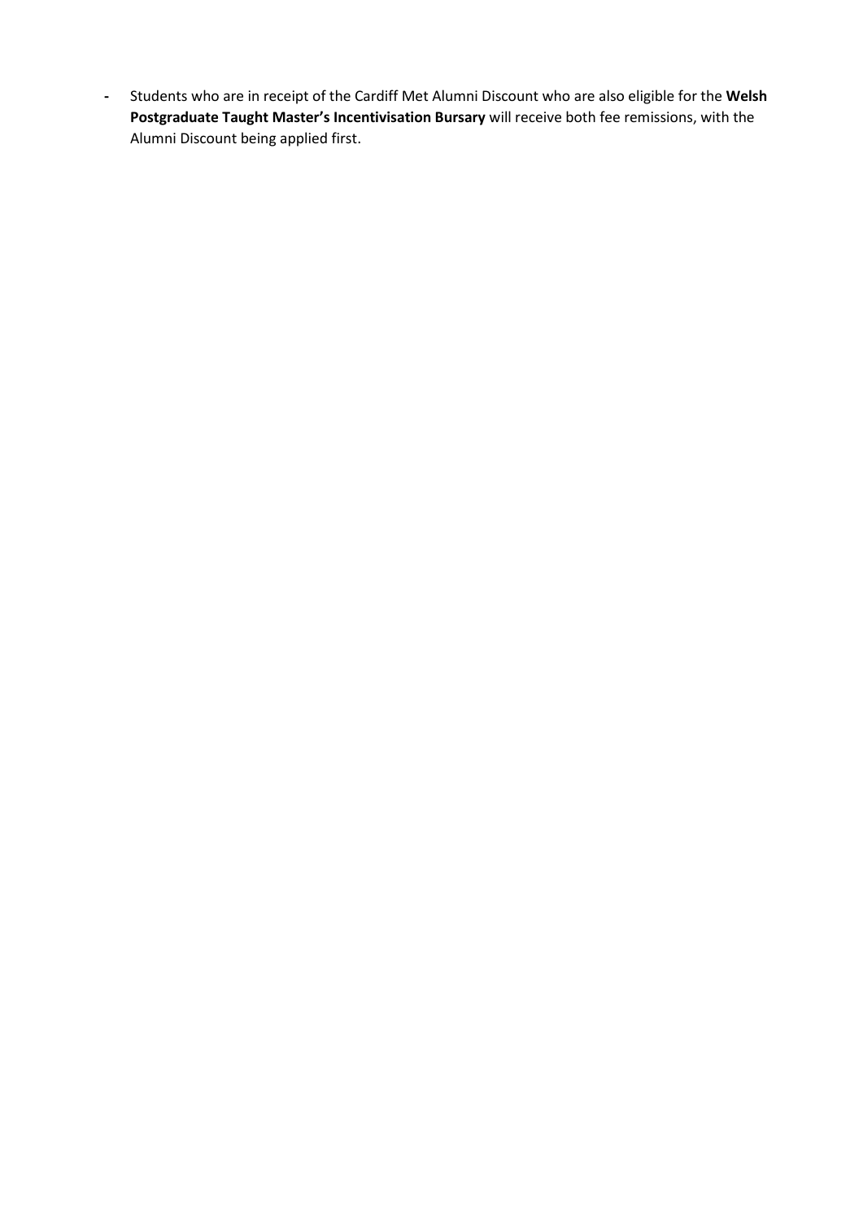- Students who are in receipt of the Cardiff Met Alumni Discount who are also eligible for the **Welsh Postgraduate Taught Master's Incentivisation Bursary** will receive both fee remissions, with the Alumni Discount being applied first.